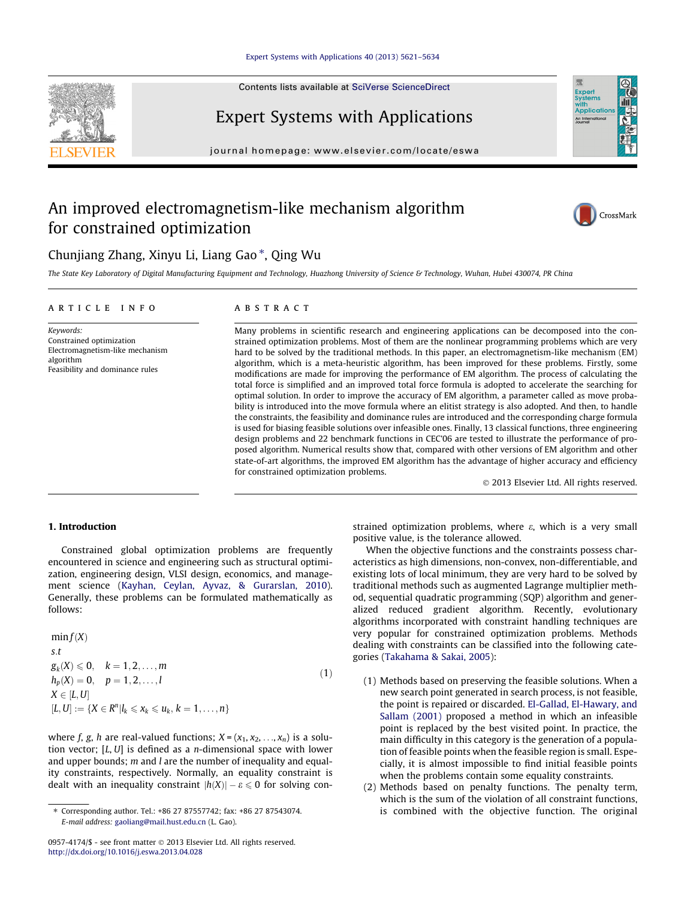# An improved electromagnetism-like mechanism algorithm for constrained optimization

Chunjiang Zhang, Xinyu Li, Liang Gao *, Qing Wu

*The State Key Laboratory of Digital Manufacturing Equipment and Technology, Huazhong University of Science & Technology, Wuhan, Hubei 430074, PR China*

## ARTICLE INFO

*Keywords:*
Constrained optimization
Electromagnetism-like mechanism algorithm
Feasibility and dominance rules

## ABSTRACT

Many problems in scientific research and engineering applications can be decomposed into the constrained optimization problems. Most of them are the nonlinear programming problems which are very hard to be solved by the traditional methods. In this paper, an electromagnetism-like mechanism (EM) algorithm, which is a meta-heuristic algorithm, has been improved for these problems. Firstly, some modifications are made for improving the performance of EM algorithm. The process of calculating the total force is simplified and an improved total force formula is adopted to accelerate the searching for optimal solution. In order to improve the accuracy of EM algorithm, a parameter called as move probability is introduced into the move formula where an elitist strategy is also adopted. And then, to handle the constraints, the feasibility and dominance rules are introduced and the corresponding charge formula is used for biasing feasible solutions over infeasible ones. Finally, 13 classical functions, three engineering design problems and 22 benchmark functions in CEC'06 are tested to illustrate the performance of proposed algorithm. Numerical results show that, compared with other versions of EM algorithm and other state-of-art algorithms, the improved EM algorithm has the advantage of higher accuracy and efficiency for constrained optimization problems.

© 2013 Elsevier Ltd. All rights reserved.

## 1. Introduction

Constrained global optimization problems are frequently encountered in science and engineering such as structural optimization, engineering design, VLSI design, economics, and management science (Kayhan, Ceylan, Ayvaz, & Gurarslan, 2010). Generally, these problems can be formulated mathematically as follows:

$$
\begin{aligned}
&\min f(X) \\
&s.t \\
&g_k(X) \leqslant 0, \quad k = 1, 2, \ldots, m \\
&h_p(X) = 0, \quad p = 1, 2, \ldots, l \\
&X \in [L, U] \\
&[L, U] := \{X \in R^n | l_k \leqslant x_k \leqslant u_k, k = 1, \ldots, n\}
\end{aligned} \tag{1}
$$

where $f$, $g$, $h$ are real-valued functions; $X = (x_1, x_2, \ldots, x_n)$ is a solution vector; $[L, U]$ is defined as a $n$-dimensional space with lower and upper bounds; $m$ and $l$ are the number of inequality and equality constraints, respectively. Normally, an equality constraint is dealt with an inequality constraint $|h(X)| - \varepsilon \leqslant 0$ for solving constrained optimization problems, where $\varepsilon$, which is a very small positive value, is the tolerance allowed.

When the objective functions and the constraints possess characteristics as high dimensions, non-convex, non-differentiable, and existing lots of local minimum, they are very hard to be solved by traditional methods such as augmented Lagrange multiplier method, sequential quadratic programming (SQP) algorithm and generalized reduced gradient algorithm. Recently, evolutionary algorithms incorporated with constraint handling techniques are very popular for constrained optimization problems. Methods dealing with constraints can be classified into the following categories (Takahama & Sakai, 2005):

(1) Methods based on preserving the feasible solutions. When a new search point generated in search process, is not feasible, the point is repaired or discarded. El-Gallad, El-Hawary, and Sallam (2001) proposed a method in which an infeasible point is replaced by the best visited point. In practice, the main difficulty in this category is the generation of a population of feasible points when the feasible region is small. Especially, it is almost impossible to find initial feasible points when the problems contain some equality constraints.
(2) Methods based on penalty functions. The penalty term, which is the sum of the violation of all constraint functions, is combined with the objective function. The original

* Corresponding author. Tel.: +86 27 87557742; fax: +86 27 87543074.
E-mail address: gaoliang@mail.hust.edu.cn (L. Gao).

0957-4174/$ - see front matter © 2013 Elsevier Ltd. All rights reserved.
http://dx.doi.org/10.1016/j.eswa.2013.04.028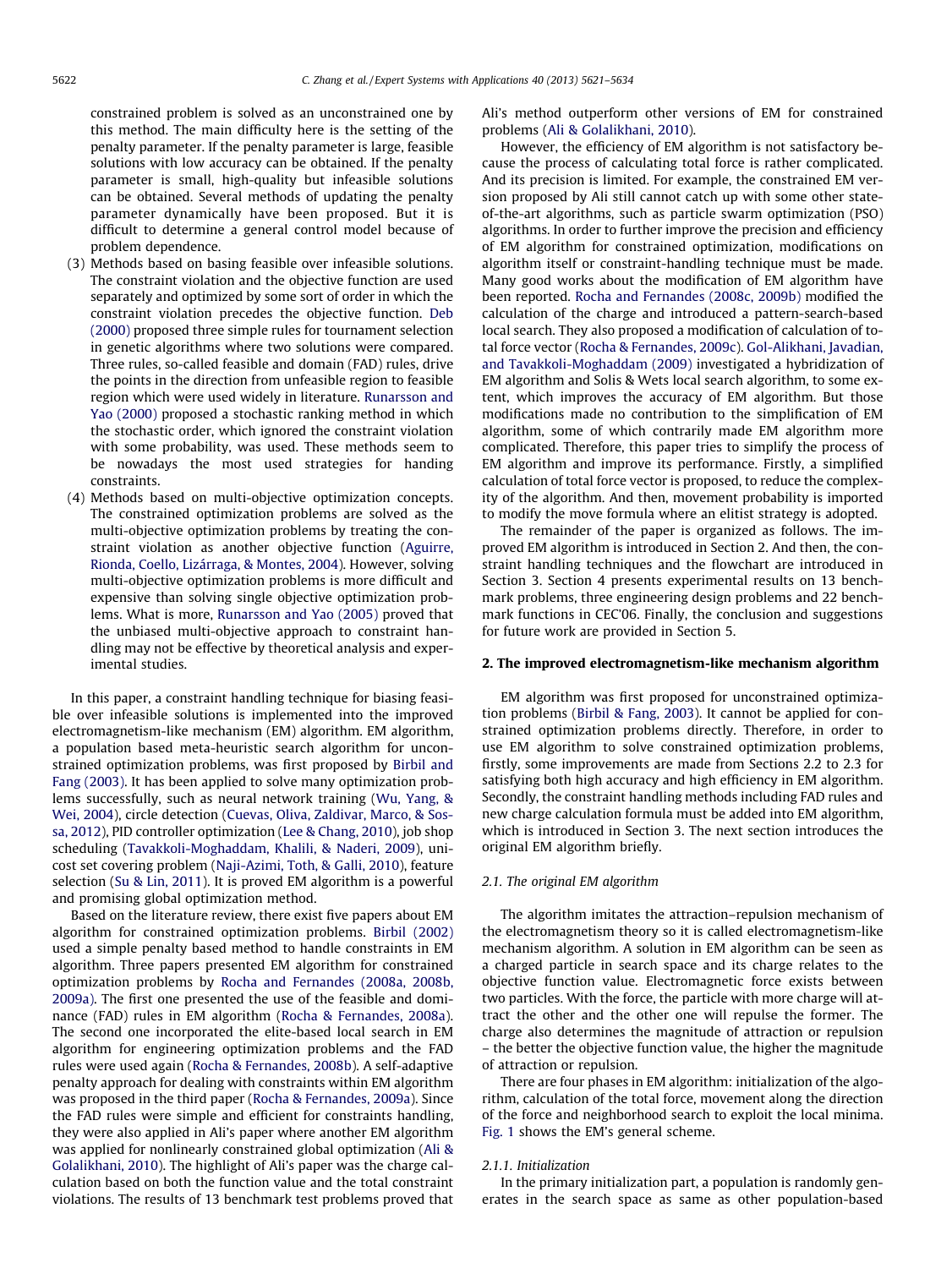constrained problem is solved as an unconstrained one by this method. The main difficulty here is the setting of the penalty parameter. If the penalty parameter is large, feasible solutions with low accuracy can be obtained. If the penalty parameter is small, high-quality but infeasible solutions can be obtained. Several methods of updating the penalty parameter dynamically have been proposed. But it is difficult to determine a general control model because of problem dependence.

(3) Methods based on basing feasible over infeasible solutions. The constraint violation and the objective function are used separately and optimized by some sort of order in which the constraint violation precedes the objective function. Deb (2000) proposed three simple rules for tournament selection in genetic algorithms where two solutions were compared. Three rules, so-called feasible and domain (FAD) rules, drive the points in the direction from unfeasible region to feasible region which were used widely in literature. Runarsson and Yao (2000) proposed a stochastic ranking method in which the stochastic order, which ignored the constraint violation with some probability, was used. These methods seem to be nowadays the most used strategies for handing constraints.

(4) Methods based on multi-objective optimization concepts. The constrained optimization problems are solved as the multi-objective optimization problems by treating the constraint violation as another objective function (Aguirre, Rionda, Coello, Lizárraga, & Montes, 2004). However, solving multi-objective optimization problems is more difficult and expensive than solving single objective optimization problems. What is more, Runarsson and Yao (2005) proved that the unbiased multi-objective approach to constraint handling may not be effective by theoretical analysis and experimental studies.

In this paper, a constraint handling technique for biasing feasible over infeasible solutions is implemented into the improved electromagnetism-like mechanism (EM) algorithm. EM algorithm, a population based meta-heuristic search algorithm for unconstrained optimization problems, was first proposed by Birbil and Fang (2003). It has been applied to solve many optimization problems successfully, such as neural network training (Wu, Yang, & Wei, 2004), circle detection (Cuevas, Oliva, Zaldivar, Marco, & Sossa, 2012), PID controller optimization (Lee & Chang, 2010), job shop scheduling (Tavakkoli-Moghaddam, Khalili, & Naderi, 2009), unicost set covering problem (Naji-Azimi, Toth, & Galli, 2010), feature selection (Su & Lin, 2011). It is proved EM algorithm is a powerful and promising global optimization method.

Based on the literature review, there exist five papers about EM algorithm for constrained optimization problems. Birbil (2002) used a simple penalty based method to handle constraints in EM algorithm. Three papers presented EM algorithm for constrained optimization problems by Rocha and Fernandes (2008a, 2008b, 2009a). The first one presented the use of the feasible and dominance (FAD) rules in EM algorithm (Rocha & Fernandes, 2008a). The second one incorporated the elite-based local search in EM algorithm for engineering optimization problems and the FAD rules were used again (Rocha & Fernandes, 2008b). A self-adaptive penalty approach for dealing with constraints within EM algorithm was proposed in the third paper (Rocha & Fernandes, 2009a). Since the FAD rules were simple and efficient for constraints handling, they were also applied in Ali's paper where another EM algorithm was applied for nonlinearly constrained global optimization (Ali & Golalikhani, 2010). The highlight of Ali's paper was the charge calculation based on both the function value and the total constraint violations. The results of 13 benchmark test problems proved that Ali's method outperform other versions of EM for constrained problems (Ali & Golalikhani, 2010).

However, the efficiency of EM algorithm is not satisfactory because the process of calculating total force is rather complicated. And its precision is limited. For example, the constrained EM version proposed by Ali still cannot catch up with some other state-of-the-art algorithms, such as particle swarm optimization (PSO) algorithms. In order to further improve the precision and efficiency of EM algorithm for constrained optimization, modifications on algorithm itself or constraint-handling technique must be made. Many good works about the modification of EM algorithm have been reported. Rocha and Fernandes (2008c, 2009b) modified the calculation of the charge and introduced a pattern-search-based local search. They also proposed a modification of calculation of total force vector (Rocha & Fernandes, 2009c). Gol-Alikhani, Javadian, and Tavakkoli-Moghaddam (2009) investigated a hybridization of EM algorithm and Solis & Wets local search algorithm, to some extent, which improves the accuracy of EM algorithm. But those modifications made no contribution to the simplification of EM algorithm, some of which contrarily made EM algorithm more complicated. Therefore, this paper tries to simplify the process of EM algorithm and improve its performance. Firstly, a simplified calculation of total force vector is proposed, to reduce the complexity of the algorithm. And then, movement probability is imported to modify the move formula where an elitist strategy is adopted.

The remainder of the paper is organized as follows. The improved EM algorithm is introduced in Section 2. And then, the constraint handling techniques and the flowchart are introduced in Section 3. Section 4 presents experimental results on 13 benchmark problems, three engineering design problems and 22 benchmark functions in CEC'06. Finally, the conclusion and suggestions for future work are provided in Section 5.

## 2. The improved electromagnetism-like mechanism algorithm

EM algorithm was first proposed for unconstrained optimization problems (Birbil & Fang, 2003). It cannot be applied for constrained optimization problems directly. Therefore, in order to use EM algorithm to solve constrained optimization problems, firstly, some improvements are made from Sections 2.2 to 2.3 for satisfying both high accuracy and high efficiency in EM algorithm. Secondly, the constraint handling methods including FAD rules and new charge calculation formula must be added into EM algorithm, which is introduced in Section 3. The next section introduces the original EM algorithm briefly.

### 2.1. The original EM algorithm

The algorithm imitates the attraction–repulsion mechanism of the electromagnetism theory so it is called electromagnetism-like mechanism algorithm. A solution in EM algorithm can be seen as a charged particle in search space and its charge relates to the objective function value. Electromagnetic force exists between two particles. With the force, the particle with more charge will attract the other and the other one will repulse the former. The charge also determines the magnitude of attraction or repulsion – the better the objective function value, the higher the magnitude of attraction or repulsion.

There are four phases in EM algorithm: initialization of the algorithm, calculation of the total force, movement along the direction of the force and neighborhood search to exploit the local minima. Fig. 1 shows the EM's general scheme.

#### 2.1.1. Initialization

In the primary initialization part, a population is randomly generates in the search space as same as other population-based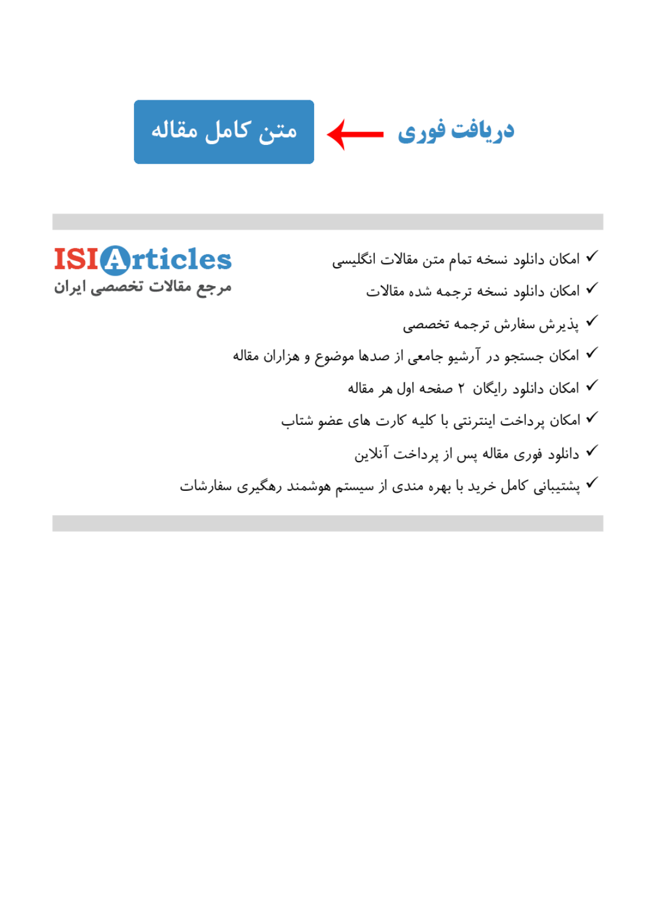دریافت فوری ← **متن کامل مقاله**

**ISIArticles**
مرجع مقالات تخصصی ایران

- ✓ امکان دانلود نسخه تمام متن مقالات انگلیسی
- ✓ امکان دانلود نسخه ترجمه شده مقالات
- ✓ پذیرش سفارش ترجمه تخصصی
- ✓ امکان جستجو در آرشیو جامعی از صدها موضوع و هزاران مقاله
- ✓ امکان دانلود رایگان ۲ صفحه اول هر مقاله
- ✓ امکان پرداخت اینترنتی با کلیه کارت های عضو شتاب
- ✓ دانلود فوری مقاله پس از پرداخت آنلاین
- ✓ پشتیبانی کامل خرید با بهره مندی از سیستم هوشمند رهگیری سفارشات